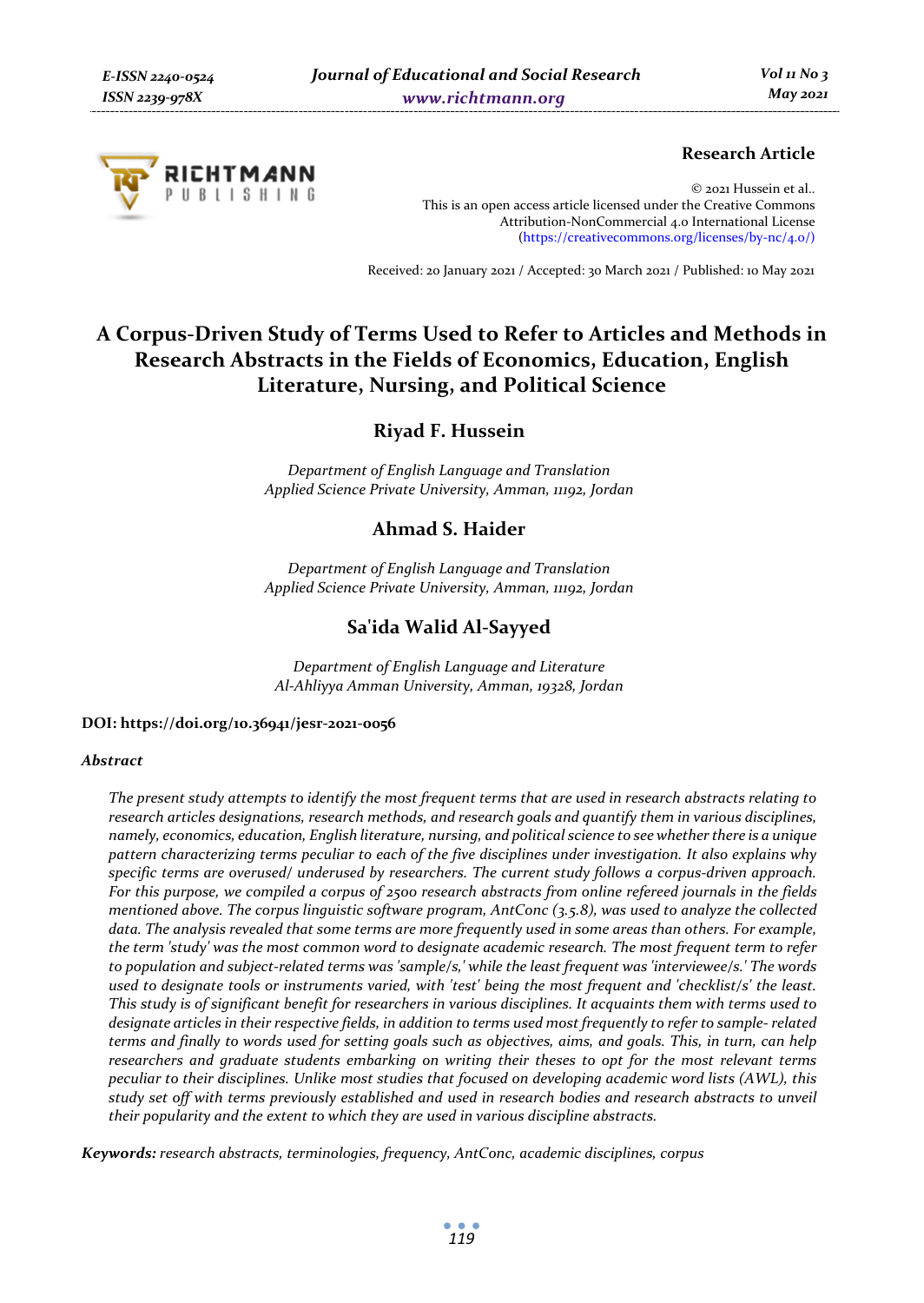Research Article

© 2021 Hussein et al..
This is an open access article licensed under the Creative Commons Attribution-NonCommercial 4.0 International License (https://creativecommons.org/licenses/by-nc/4.0/)

Received: 20 January 2021 / Accepted: 30 March 2021 / Published: 10 May 2021

# A Corpus-Driven Study of Terms Used to Refer to Articles and Methods in Research Abstracts in the Fields of Economics, Education, English Literature, Nursing, and Political Science

## Riyad F. Hussein

*Department of English Language and Translation*
*Applied Science Private University, Amman, 11192, Jordan*

## Ahmad S. Haider

*Department of English Language and Translation*
*Applied Science Private University, Amman, 11192, Jordan*

## Sa'ida Walid Al-Sayyed

*Department of English Language and Literature*
*Al-Ahliyya Amman University, Amman, 19328, Jordan*

**DOI: https://doi.org/10.36941/jesr-2021-0056**

***Abstract***

*The present study attempts to identify the most frequent terms that are used in research abstracts relating to research articles designations, research methods, and research goals and quantify them in various disciplines, namely, economics, education, English literature, nursing, and political science to see whether there is a unique pattern characterizing terms peculiar to each of the five disciplines under investigation. It also explains why specific terms are overused/ underused by researchers. The current study follows a corpus-driven approach. For this purpose, we compiled a corpus of 2500 research abstracts from online refereed journals in the fields mentioned above. The corpus linguistic software program, AntConc (3.5.8), was used to analyze the collected data. The analysis revealed that some terms are more frequently used in some areas than others. For example, the term 'study' was the most common word to designate academic research. The most frequent term to refer to population and subject-related terms was 'sample/s,' while the least frequent was 'interviewee/s.' The words used to designate tools or instruments varied, with 'test' being the most frequent and 'checklist/s' the least. This study is of significant benefit for researchers in various disciplines. It acquaints them with terms used to designate articles in their respective fields, in addition to terms used most frequently to refer to sample- related terms and finally to words used for setting goals such as objectives, aims, and goals. This, in turn, can help researchers and graduate students embarking on writing their theses to opt for the most relevant terms peculiar to their disciplines. Unlike most studies that focused on developing academic word lists (AWL), this study set off with terms previously established and used in research bodies and research abstracts to unveil their popularity and the extent to which they are used in various discipline abstracts.*

***Keywords:*** *research abstracts, terminologies, frequency, AntConc, academic disciplines, corpus*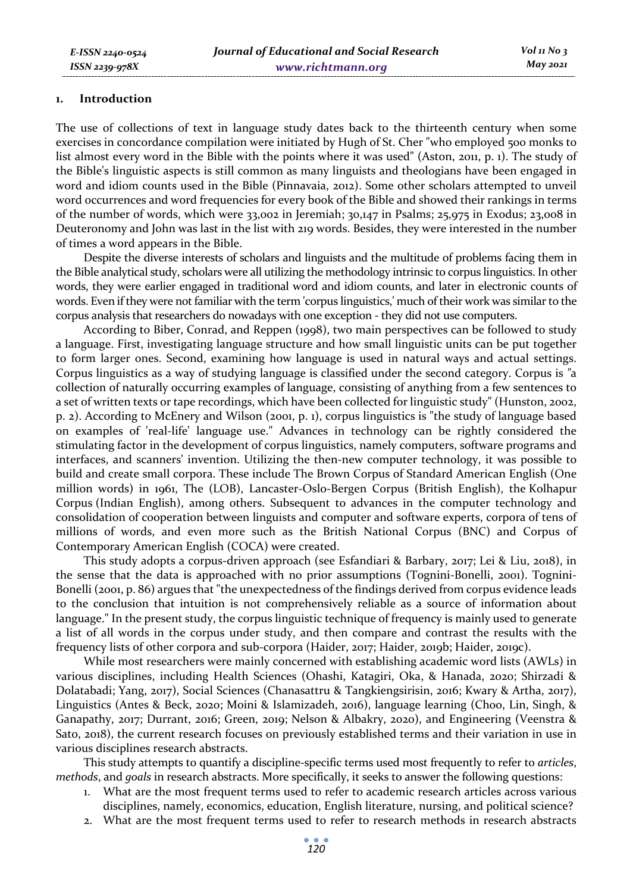## 1. Introduction

The use of collections of text in language study dates back to the thirteenth century when some exercises in concordance compilation were initiated by Hugh of St. Cher "who employed 500 monks to list almost every word in the Bible with the points where it was used" (Aston, 2011, p. 1). The study of the Bible's linguistic aspects is still common as many linguists and theologians have been engaged in word and idiom counts used in the Bible (Pinnavaia, 2012). Some other scholars attempted to unveil word occurrences and word frequencies for every book of the Bible and showed their rankings in terms of the number of words, which were 33,002 in Jeremiah; 30,147 in Psalms; 25,975 in Exodus; 23,008 in Deuteronomy and John was last in the list with 219 words. Besides, they were interested in the number of times a word appears in the Bible.

Despite the diverse interests of scholars and linguists and the multitude of problems facing them in the Bible analytical study, scholars were all utilizing the methodology intrinsic to corpus linguistics. In other words, they were earlier engaged in traditional word and idiom counts, and later in electronic counts of words. Even if they were not familiar with the term 'corpus linguistics,' much of their work was similar to the corpus analysis that researchers do nowadays with one exception - they did not use computers.

According to Biber, Conrad, and Reppen (1998), two main perspectives can be followed to study a language. First, investigating language structure and how small linguistic units can be put together to form larger ones. Second, examining how language is used in natural ways and actual settings. Corpus linguistics as a way of studying language is classified under the second category. Corpus is "a collection of naturally occurring examples of language, consisting of anything from a few sentences to a set of written texts or tape recordings, which have been collected for linguistic study" (Hunston, 2002, p. 2). According to McEnery and Wilson (2001, p. 1), corpus linguistics is "the study of language based on examples of 'real-life' language use." Advances in technology can be rightly considered the stimulating factor in the development of corpus linguistics, namely computers, software programs and interfaces, and scanners' invention. Utilizing the then-new computer technology, it was possible to build and create small corpora. These include The Brown Corpus of Standard American English (One million words) in 1961, The (LOB), Lancaster-Oslo-Bergen Corpus (British English), the Kolhapur Corpus (Indian English), among others. Subsequent to advances in the computer technology and consolidation of cooperation between linguists and computer and software experts, corpora of tens of millions of words, and even more such as the British National Corpus (BNC) and Corpus of Contemporary American English (COCA) were created.

This study adopts a corpus-driven approach (see Esfandiari & Barbary, 2017; Lei & Liu, 2018), in the sense that the data is approached with no prior assumptions (Tognini-Bonelli, 2001). Tognini-Bonelli (2001, p. 86) argues that "the unexpectedness of the findings derived from corpus evidence leads to the conclusion that intuition is not comprehensively reliable as a source of information about language." In the present study, the corpus linguistic technique of frequency is mainly used to generate a list of all words in the corpus under study, and then compare and contrast the results with the frequency lists of other corpora and sub-corpora (Haider, 2017; Haider, 2019b; Haider, 2019c).

While most researchers were mainly concerned with establishing academic word lists (AWLs) in various disciplines, including Health Sciences (Ohashi, Katagiri, Oka, & Hanada, 2020; Shirzadi & Dolatabadi; Yang, 2017), Social Sciences (Chanasattru & Tangkiengsirisin, 2016; Kwary & Artha, 2017), Linguistics (Antes & Beck, 2020; Moini & Islamizadeh, 2016), language learning (Choo, Lin, Singh, & Ganapathy, 2017; Durrant, 2016; Green, 2019; Nelson & Albakry, 2020), and Engineering (Veenstra & Sato, 2018), the current research focuses on previously established terms and their variation in use in various disciplines research abstracts.

This study attempts to quantify a discipline-specific terms used most frequently to refer to *articles*, *methods*, and *goals* in research abstracts. More specifically, it seeks to answer the following questions:

1. What are the most frequent terms used to refer to academic research articles across various disciplines, namely, economics, education, English literature, nursing, and political science?
2. What are the most frequent terms used to refer to research methods in research abstracts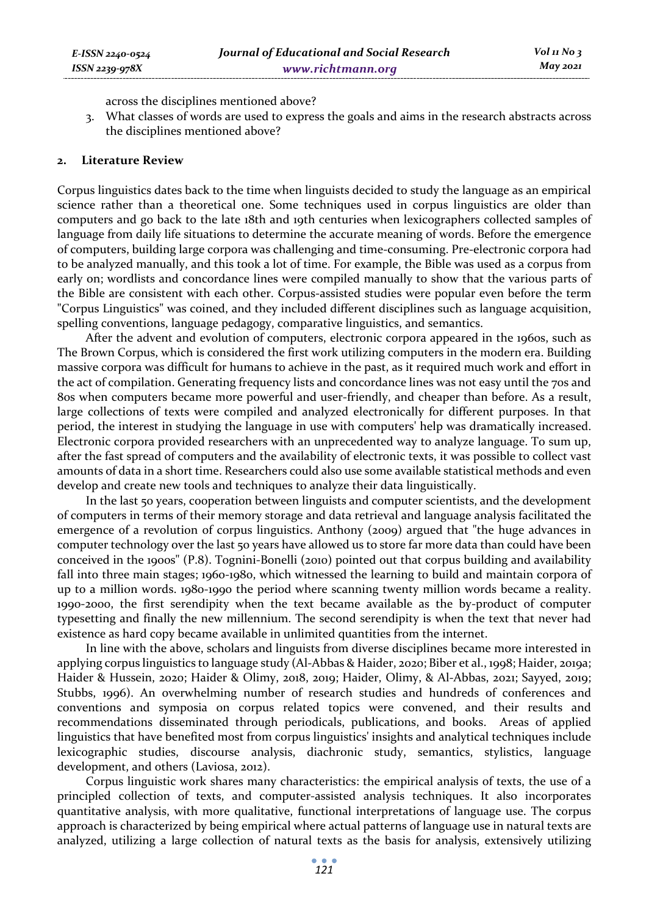across the disciplines mentioned above?

3. What classes of words are used to express the goals and aims in the research abstracts across the disciplines mentioned above?

## 2. Literature Review

Corpus linguistics dates back to the time when linguists decided to study the language as an empirical science rather than a theoretical one. Some techniques used in corpus linguistics are older than computers and go back to the late 18th and 19th centuries when lexicographers collected samples of language from daily life situations to determine the accurate meaning of words. Before the emergence of computers, building large corpora was challenging and time-consuming. Pre-electronic corpora had to be analyzed manually, and this took a lot of time. For example, the Bible was used as a corpus from early on; wordlists and concordance lines were compiled manually to show that the various parts of the Bible are consistent with each other. Corpus-assisted studies were popular even before the term "Corpus Linguistics" was coined, and they included different disciplines such as language acquisition, spelling conventions, language pedagogy, comparative linguistics, and semantics.

After the advent and evolution of computers, electronic corpora appeared in the 1960s, such as The Brown Corpus, which is considered the first work utilizing computers in the modern era. Building massive corpora was difficult for humans to achieve in the past, as it required much work and effort in the act of compilation. Generating frequency lists and concordance lines was not easy until the 70s and 80s when computers became more powerful and user-friendly, and cheaper than before. As a result, large collections of texts were compiled and analyzed electronically for different purposes. In that period, the interest in studying the language in use with computers' help was dramatically increased. Electronic corpora provided researchers with an unprecedented way to analyze language. To sum up, after the fast spread of computers and the availability of electronic texts, it was possible to collect vast amounts of data in a short time. Researchers could also use some available statistical methods and even develop and create new tools and techniques to analyze their data linguistically.

In the last 50 years, cooperation between linguists and computer scientists, and the development of computers in terms of their memory storage and data retrieval and language analysis facilitated the emergence of a revolution of corpus linguistics. Anthony (2009) argued that "the huge advances in computer technology over the last 50 years have allowed us to store far more data than could have been conceived in the 1900s" (P.8). Tognini-Bonelli (2010) pointed out that corpus building and availability fall into three main stages; 1960-1980, which witnessed the learning to build and maintain corpora of up to a million words. 1980-1990 the period where scanning twenty million words became a reality. 1990-2000, the first serendipity when the text became available as the by-product of computer typesetting and finally the new millennium. The second serendipity is when the text that never had existence as hard copy became available in unlimited quantities from the internet.

In line with the above, scholars and linguists from diverse disciplines became more interested in applying corpus linguistics to language study (Al-Abbas & Haider, 2020; Biber et al., 1998; Haider, 2019a; Haider & Hussein, 2020; Haider & Olimy, 2018, 2019; Haider, Olimy, & Al-Abbas, 2021; Sayyed, 2019; Stubbs, 1996). An overwhelming number of research studies and hundreds of conferences and conventions and symposia on corpus related topics were convened, and their results and recommendations disseminated through periodicals, publications, and books. Areas of applied linguistics that have benefited most from corpus linguistics' insights and analytical techniques include lexicographic studies, discourse analysis, diachronic study, semantics, stylistics, language development, and others (Laviosa, 2012).

Corpus linguistic work shares many characteristics: the empirical analysis of texts, the use of a principled collection of texts, and computer-assisted analysis techniques. It also incorporates quantitative analysis, with more qualitative, functional interpretations of language use. The corpus approach is characterized by being empirical where actual patterns of language use in natural texts are analyzed, utilizing a large collection of natural texts as the basis for analysis, extensively utilizing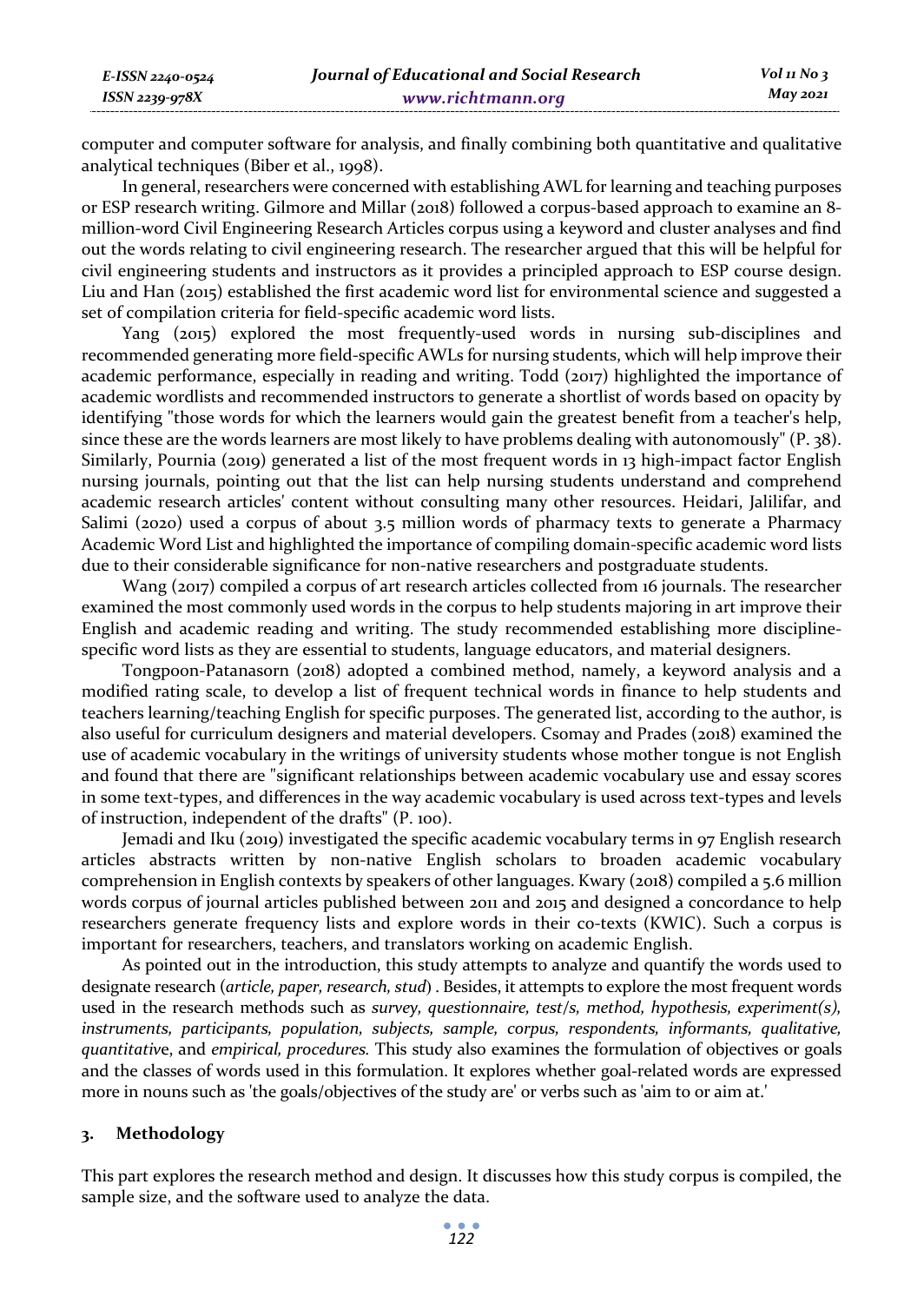computer and computer software for analysis, and finally combining both quantitative and qualitative analytical techniques (Biber et al., 1998).

In general, researchers were concerned with establishing AWL for learning and teaching purposes or ESP research writing. Gilmore and Millar (2018) followed a corpus-based approach to examine an 8-million-word Civil Engineering Research Articles corpus using a keyword and cluster analyses and find out the words relating to civil engineering research. The researcher argued that this will be helpful for civil engineering students and instructors as it provides a principled approach to ESP course design. Liu and Han (2015) established the first academic word list for environmental science and suggested a set of compilation criteria for field-specific academic word lists.

Yang (2015) explored the most frequently-used words in nursing sub-disciplines and recommended generating more field-specific AWLs for nursing students, which will help improve their academic performance, especially in reading and writing. Todd (2017) highlighted the importance of academic wordlists and recommended instructors to generate a shortlist of words based on opacity by identifying "those words for which the learners would gain the greatest benefit from a teacher's help, since these are the words learners are most likely to have problems dealing with autonomously" (P. 38). Similarly, Pournia (2019) generated a list of the most frequent words in 13 high-impact factor English nursing journals, pointing out that the list can help nursing students understand and comprehend academic research articles' content without consulting many other resources. Heidari, Jalilifar, and Salimi (2020) used a corpus of about 3.5 million words of pharmacy texts to generate a Pharmacy Academic Word List and highlighted the importance of compiling domain-specific academic word lists due to their considerable significance for non-native researchers and postgraduate students.

Wang (2017) compiled a corpus of art research articles collected from 16 journals. The researcher examined the most commonly used words in the corpus to help students majoring in art improve their English and academic reading and writing. The study recommended establishing more discipline-specific word lists as they are essential to students, language educators, and material designers.

Tongpoon-Patanasorn (2018) adopted a combined method, namely, a keyword analysis and a modified rating scale, to develop a list of frequent technical words in finance to help students and teachers learning/teaching English for specific purposes. The generated list, according to the author, is also useful for curriculum designers and material developers. Csomay and Prades (2018) examined the use of academic vocabulary in the writings of university students whose mother tongue is not English and found that there are "significant relationships between academic vocabulary use and essay scores in some text-types, and differences in the way academic vocabulary is used across text-types and levels of instruction, independent of the drafts" (P. 100).

Jemadi and Iku (2019) investigated the specific academic vocabulary terms in 97 English research articles abstracts written by non-native English scholars to broaden academic vocabulary comprehension in English contexts by speakers of other languages. Kwary (2018) compiled a 5.6 million words corpus of journal articles published between 2011 and 2015 and designed a concordance to help researchers generate frequency lists and explore words in their co-texts (KWIC). Such a corpus is important for researchers, teachers, and translators working on academic English.

As pointed out in the introduction, this study attempts to analyze and quantify the words used to designate research (*article, paper, research, stud*) . Besides, it attempts to explore the most frequent words used in the research methods such as *survey, questionnaire, test/s, method, hypothesis, experiment(s), instruments, participants, population, subjects, sample, corpus, respondents, informants, qualitative, quantitativ*e, and *empirical, procedures.* This study also examines the formulation of objectives or goals and the classes of words used in this formulation. It explores whether goal-related words are expressed more in nouns such as 'the goals/objectives of the study are' or verbs such as 'aim to or aim at.'

## 3. Methodology

This part explores the research method and design. It discusses how this study corpus is compiled, the sample size, and the software used to analyze the data.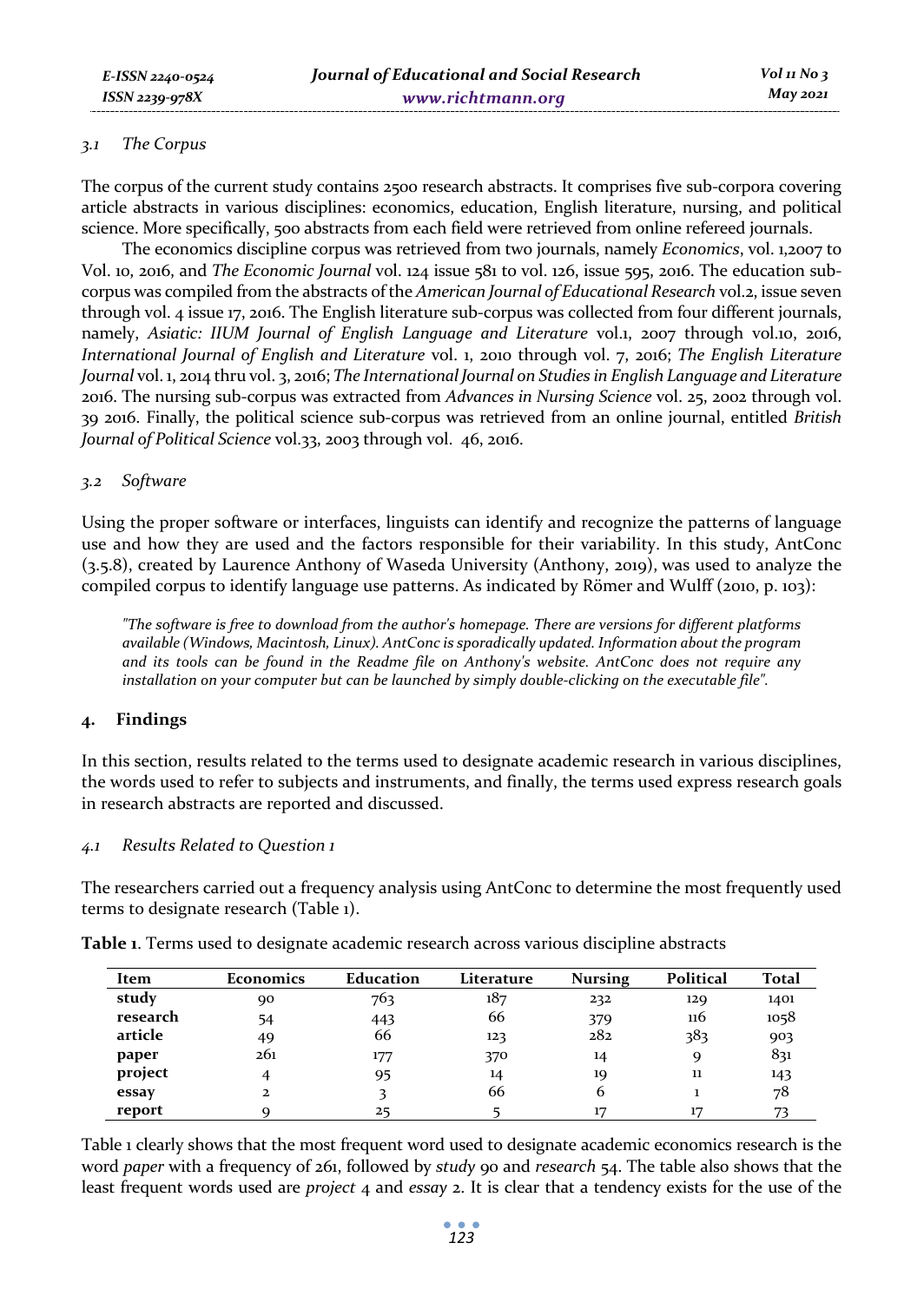### 3.1 The Corpus

The corpus of the current study contains 2500 research abstracts. It comprises five sub-corpora covering article abstracts in various disciplines: economics, education, English literature, nursing, and political science. More specifically, 500 abstracts from each field were retrieved from online refereed journals.

The economics discipline corpus was retrieved from two journals, namely *Economics*, vol. 1,2007 to Vol. 10, 2016, and *The Economic Journal* vol. 124 issue 581 to vol. 126, issue 595, 2016. The education sub-corpus was compiled from the abstracts of the *American Journal of Educational Research* vol.2, issue seven through vol. 4 issue 17, 2016. The English literature sub-corpus was collected from four different journals, namely, *Asiatic: IIUM Journal of English Language and Literature* vol.1, 2007 through vol.10, 2016, *International Journal of English and Literature* vol. 1, 2010 through vol. 7, 2016; *The English Literature Journal* vol. 1, 2014 thru vol. 3, 2016; *The International Journal on Studies in English Language and Literature* 2016. The nursing sub-corpus was extracted from *Advances in Nursing Science* vol. 25, 2002 through vol. 39 2016. Finally, the political science sub-corpus was retrieved from an online journal, entitled *British Journal of Political Science* vol.33, 2003 through vol. 46, 2016.

### 3.2 Software

Using the proper software or interfaces, linguists can identify and recognize the patterns of language use and how they are used and the factors responsible for their variability. In this study, AntConc (3.5.8), created by Laurence Anthony of Waseda University (Anthony, 2019), was used to analyze the compiled corpus to identify language use patterns. As indicated by Römer and Wulff (2010, p. 103):

> *"The software is free to download from the author's homepage. There are versions for different platforms available (Windows, Macintosh, Linux). AntConc is sporadically updated. Information about the program and its tools can be found in the Readme file on Anthony's website. AntConc does not require any installation on your computer but can be launched by simply double-clicking on the executable file".*

## 4. Findings

In this section, results related to the terms used to designate academic research in various disciplines, the words used to refer to subjects and instruments, and finally, the terms used express research goals in research abstracts are reported and discussed.

### 4.1 Results Related to Question 1

The researchers carried out a frequency analysis using AntConc to determine the most frequently used terms to designate research (Table 1).

**Table 1**. Terms used to designate academic research across various discipline abstracts

| Item | Economics | Education | Literature | Nursing | Political | Total |
|---|---|---|---|---|---|---|
| **study** | 90 | 763 | 187 | 232 | 129 | 1401 |
| **research** | 54 | 443 | 66 | 379 | 116 | 1058 |
| **article** | 49 | 66 | 123 | 282 | 383 | 903 |
| **paper** | 261 | 177 | 370 | 14 | 9 | 831 |
| **project** | 4 | 95 | 14 | 19 | 11 | 143 |
| **essay** | 2 | 3 | 66 | 6 | 1 | 78 |
| **report** | 9 | 25 | 5 | 17 | 17 | 73 |

Table 1 clearly shows that the most frequent word used to designate academic economics research is the word *paper* with a frequency of 261, followed by *study* 90 and *research* 54. The table also shows that the least frequent words used are *project* 4 and *essay* 2. It is clear that a tendency exists for the use of the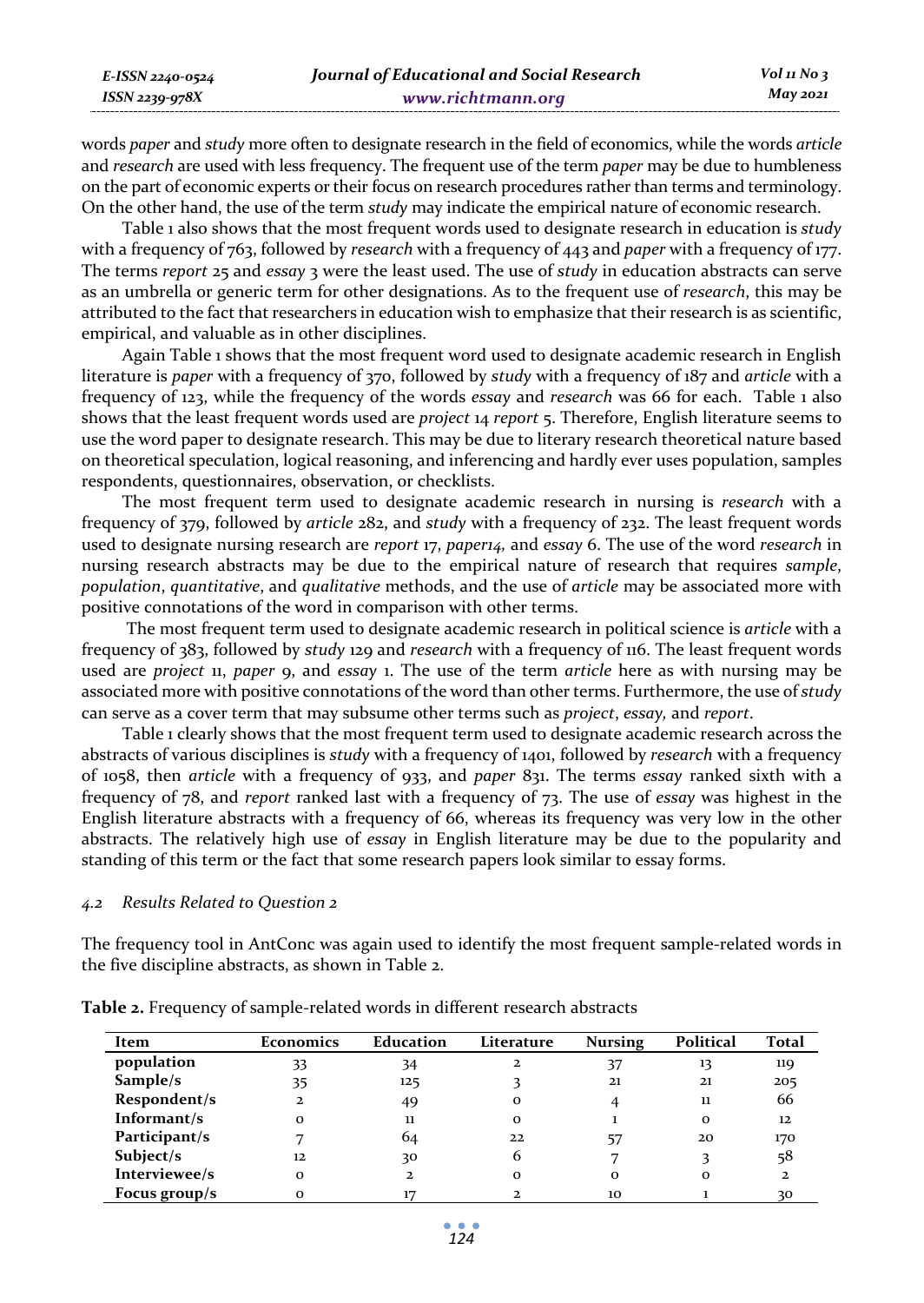words *paper* and *study* more often to designate research in the field of economics, while the words *article* and *research* are used with less frequency. The frequent use of the term *paper* may be due to humbleness on the part of economic experts or their focus on research procedures rather than terms and terminology. On the other hand, the use of the term *study* may indicate the empirical nature of economic research.

Table 1 also shows that the most frequent words used to designate research in education is *study* with a frequency of 763, followed by *research* with a frequency of 443 and *paper* with a frequency of 177. The terms *report* 25 and *essay* 3 were the least used. The use of *study* in education abstracts can serve as an umbrella or generic term for other designations. As to the frequent use of *research*, this may be attributed to the fact that researchers in education wish to emphasize that their research is as scientific, empirical, and valuable as in other disciplines.

Again Table 1 shows that the most frequent word used to designate academic research in English literature is *paper* with a frequency of 370, followed by *study* with a frequency of 187 and *article* with a frequency of 123, while the frequency of the words *essay* and *research* was 66 for each. Table 1 also shows that the least frequent words used are *project* 14 *report* 5. Therefore, English literature seems to use the word paper to designate research. This may be due to literary research theoretical nature based on theoretical speculation, logical reasoning, and inferencing and hardly ever uses population, samples respondents, questionnaires, observation, or checklists.

The most frequent term used to designate academic research in nursing is *research* with a frequency of 379, followed by *article* 282, and *study* with a frequency of 232. The least frequent words used to designate nursing research are *report* 17, *paper14,* and *essay* 6. The use of the word *research* in nursing research abstracts may be due to the empirical nature of research that requires *sample*, *population*, *quantitative*, and *qualitative* methods, and the use of *article* may be associated more with positive connotations of the word in comparison with other terms.

The most frequent term used to designate academic research in political science is *article* with a frequency of 383, followed by *study* 129 and *research* with a frequency of 116. The least frequent words used are *project* 11, *paper* 9, and *essay* 1. The use of the term *article* here as with nursing may be associated more with positive connotations of the word than other terms. Furthermore, the use of *study* can serve as a cover term that may subsume other terms such as *project*, *essay,* and *report*.

Table 1 clearly shows that the most frequent term used to designate academic research across the abstracts of various disciplines is *study* with a frequency of 1401, followed by *research* with a frequency of 1058, then *article* with a frequency of 933, and *paper* 831. The terms *essay* ranked sixth with a frequency of 78, and *report* ranked last with a frequency of 73. The use of *essay* was highest in the English literature abstracts with a frequency of 66, whereas its frequency was very low in the other abstracts. The relatively high use of *essay* in English literature may be due to the popularity and standing of this term or the fact that some research papers look similar to essay forms.

### *4.2 Results Related to Question 2*

The frequency tool in AntConc was again used to identify the most frequent sample-related words in the five discipline abstracts, as shown in Table 2.

**Table 2.** Frequency of sample-related words in different research abstracts

| Item | Economics | Education | Literature | Nursing | Political | Total |
|---|---|---|---|---|---|---|
| **population** | 33 | 34 | 2 | 37 | 13 | 119 |
| **Sample/s** | 35 | 125 | 3 | 21 | 21 | 205 |
| **Respondent/s** | 2 | 49 | 0 | 4 | 11 | 66 |
| **Informant/s** | 0 | 11 | 0 | 1 | 0 | 12 |
| **Participant/s** | 7 | 64 | 22 | 57 | 20 | 170 |
| **Subject/s** | 12 | 30 | 6 | 7 | 3 | 58 |
| **Interviewee/s** | 0 | 2 | 0 | 0 | 0 | 2 |
| **Focus group/s** | 0 | 17 | 2 | 10 | 1 | 30 |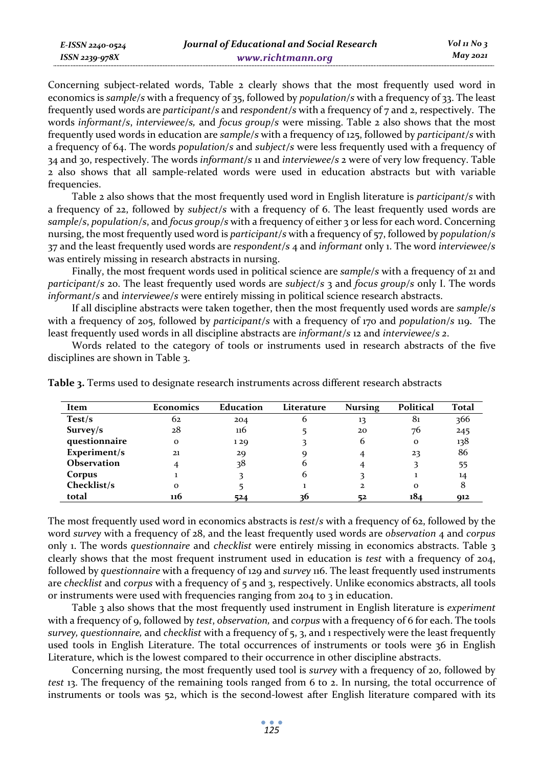Concerning subject-related words, Table 2 clearly shows that the most frequently used word in economics is *sample/s* with a frequency of 35, followed by *population/s* with a frequency of 33. The least frequently used words are *participant/s* and *respondent/s* with a frequency of 7 and 2, respectively. The words *informant/s*, *interviewee/s,* and *focus group/s* were missing. Table 2 also shows that the most frequently used words in education are *sample/s* with a frequency of 125, followed by *participant/s* with a frequency of 64. The words *population/s* and *subject/s* were less frequently used with a frequency of 34 and 30, respectively. The words *informant/s* 11 and *interviewee/s* 2 were of very low frequency. Table 2 also shows that all sample-related words were used in education abstracts but with variable frequencies.

Table 2 also shows that the most frequently used word in English literature is *participant/s* with a frequency of 22, followed by *subject/s* with a frequency of 6. The least frequently used words are *sample/s*, *population/s*, and *focus group/s* with a frequency of either 3 or less for each word. Concerning nursing, the most frequently used word is *participant/s* with a frequency of 57, followed by *population/s* 37 and the least frequently used words are *respondent/s* 4 and *informant* only 1. The word *interviewee/s* was entirely missing in research abstracts in nursing.

Finally, the most frequent words used in political science are *sample/s* with a frequency of 21 and *participant/s* 20. The least frequently used words are *subject/s* 3 and *focus group/s* only I. The words *informant/s* and *interviewee/s* were entirely missing in political science research abstracts.

If all discipline abstracts were taken together, then the most frequently used words are *sample/s* with a frequency of 205, followed by *participant/s* with a frequency of 170 and *population/s* 119. The least frequently used words in all discipline abstracts are *informant/s* 12 and *interviewee/s 2*.

Words related to the category of tools or instruments used in research abstracts of the five disciplines are shown in Table 3.

**Table 3.** Terms used to designate research instruments across different research abstracts

| Item | Economics | Education | Literature | Nursing | Political | Total |
|---|---|---|---|---|---|---|
| **Test/s** | 62 | 204 | 6 | 13 | 81 | 366 |
| **Survey/s** | 28 | 116 | 5 | 20 | 76 | 245 |
| **questionnaire** | 0 | 1 29 | 3 | 6 | 0 | 138 |
| **Experiment/s** | 21 | 29 | 9 | 4 | 23 | 86 |
| **Observation** | 4 | 38 | 6 | 4 | 3 | 55 |
| **Corpus** | 1 | 3 | 6 | 3 | 1 | 14 |
| **Checklist/s** | 0 | 5 | 1 | 2 | 0 | 8 |
| **total** | **116** | **524** | **36** | **52** | **184** | **912** |

The most frequently used word in economics abstracts is *test/s* with a frequency of 62, followed by the word *survey* with a frequency of 28, and the least frequently used words are *observation* 4 and *corpus* only 1. The words *questionnaire* and *checklist* were entirely missing in economics abstracts. Table 3 clearly shows that the most frequent instrument used in education is *test* with a frequency of 204, followed by *questionnaire* with a frequency of 129 and *survey* 116. The least frequently used instruments are *checklist* and *corpus* with a frequency of 5 and 3, respectively. Unlike economics abstracts, all tools or instruments were used with frequencies ranging from 204 to 3 in education.

Table 3 also shows that the most frequently used instrument in English literature is *experiment* with a frequency of 9, followed by *test*, *observation,* and *corpus* with a frequency of 6 for each. The tools *survey, questionnaire,* and *checklist* with a frequency of 5, 3, and 1 respectively were the least frequently used tools in English Literature. The total occurrences of instruments or tools were 36 in English Literature, which is the lowest compared to their occurrence in other discipline abstracts.

Concerning nursing, the most frequently used tool is *survey* with a frequency of 20, followed by *test* 13. The frequency of the remaining tools ranged from 6 to 2. In nursing, the total occurrence of instruments or tools was 52, which is the second-lowest after English literature compared with its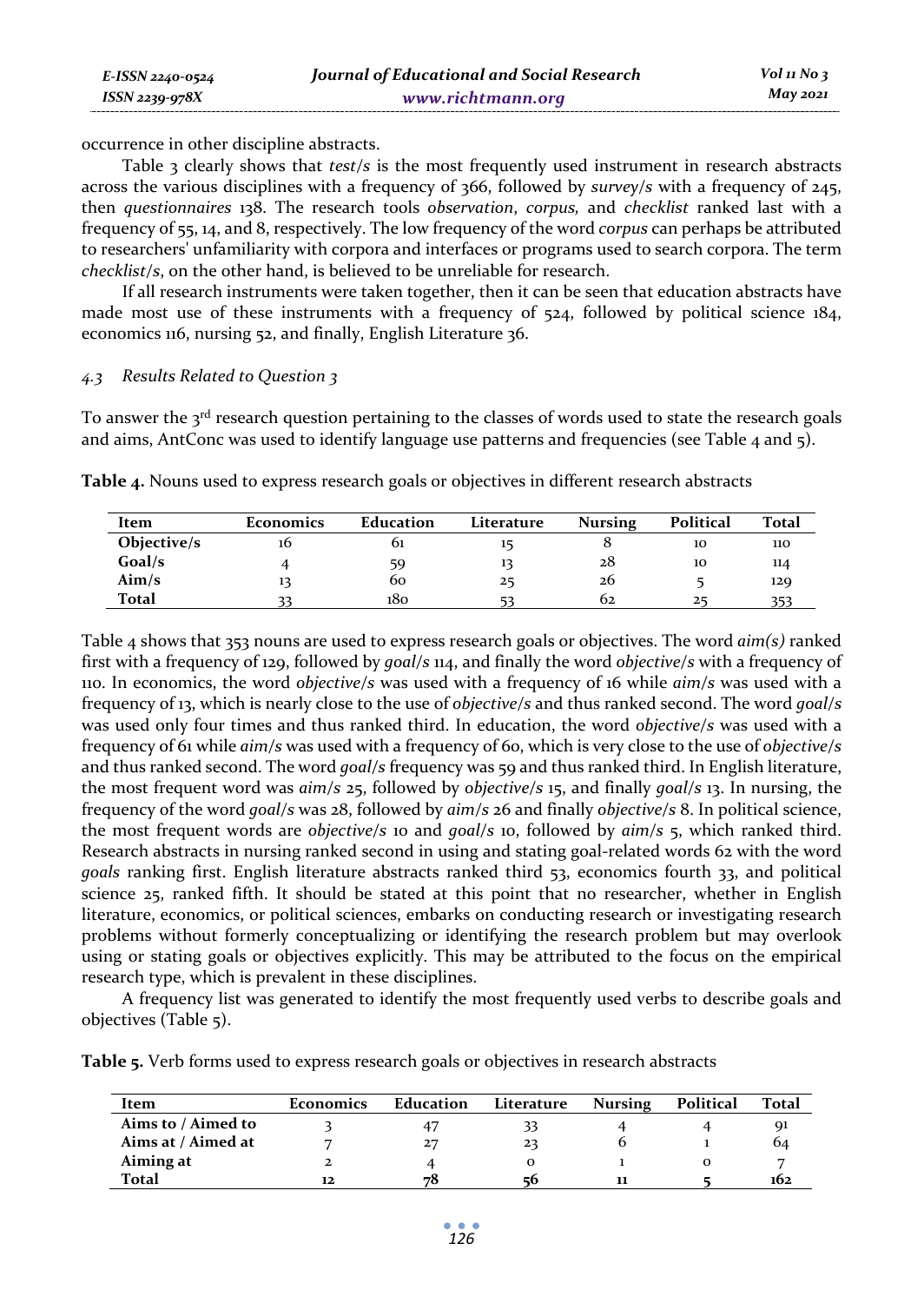occurrence in other discipline abstracts.

Table 3 clearly shows that *test/s* is the most frequently used instrument in research abstracts across the various disciplines with a frequency of 366, followed by *survey/s* with a frequency of 245, then *questionnaires* 138. The research tools *observation*, *corpus,* and *checklist* ranked last with a frequency of 55, 14, and 8, respectively. The low frequency of the word *corpus* can perhaps be attributed to researchers' unfamiliarity with corpora and interfaces or programs used to search corpora. The term *checklist/s*, on the other hand, is believed to be unreliable for research.

If all research instruments were taken together, then it can be seen that education abstracts have made most use of these instruments with a frequency of 524, followed by political science 184, economics 116, nursing 52, and finally, English Literature 36.

### *4.3 Results Related to Question 3*

To answer the 3rd research question pertaining to the classes of words used to state the research goals and aims, AntConc was used to identify language use patterns and frequencies (see Table 4 and 5).

**Table 4.** Nouns used to express research goals or objectives in different research abstracts

| Item | Economics | Education | Literature | Nursing | Political | Total |
|---|---|---|---|---|---|---|
| **Objective/s** | 16 | 61 | 15 | 8 | 10 | 110 |
| **Goal/s** | 4 | 59 | 13 | 28 | 10 | 114 |
| **Aim/s** | 13 | 60 | 25 | 26 | 5 | 129 |
| **Total** | 33 | 180 | 53 | 62 | 25 | 353 |

Table 4 shows that 353 nouns are used to express research goals or objectives. The word *aim(s)* ranked first with a frequency of 129, followed by *goal/s* 114, and finally the word *objective/s* with a frequency of 110. In economics, the word *objective/s* was used with a frequency of 16 while *aim/s* was used with a frequency of 13, which is nearly close to the use of *objective/s* and thus ranked second. The word *goal/s* was used only four times and thus ranked third. In education, the word *objective/s* was used with a frequency of 61 while *aim/s* was used with a frequency of 60, which is very close to the use of *objective/s* and thus ranked second. The word *goal/s* frequency was 59 and thus ranked third. In English literature, the most frequent word was *aim/s* 25, followed by *objective/s* 15, and finally *goal/s* 13. In nursing, the frequency of the word *goal/s* was 28, followed by *aim/s* 26 and finally *objective/s* 8. In political science, the most frequent words are *objective/s* 10 and *goal/s* 10, followed by *aim/s* 5, which ranked third. Research abstracts in nursing ranked second in using and stating goal-related words 62 with the word *goals* ranking first. English literature abstracts ranked third 53, economics fourth 33, and political science 25, ranked fifth. It should be stated at this point that no researcher, whether in English literature, economics, or political sciences, embarks on conducting research or investigating research problems without formerly conceptualizing or identifying the research problem but may overlook using or stating goals or objectives explicitly. This may be attributed to the focus on the empirical research type, which is prevalent in these disciplines.

A frequency list was generated to identify the most frequently used verbs to describe goals and objectives (Table 5).

**Table 5.** Verb forms used to express research goals or objectives in research abstracts

| Item | Economics | Education | Literature | Nursing | Political | Total |
|---|---|---|---|---|---|---|
| **Aims to / Aimed to** | 3 | 47 | 33 | 4 | 4 | 91 |
| **Aims at / Aimed at** | 7 | 27 | 23 | 6 | 1 | 64 |
| **Aiming at** | 2 | 4 | 0 | 1 | 0 | 7 |
| **Total** | **12** | **78** | **56** | **11** | **5** | **162** |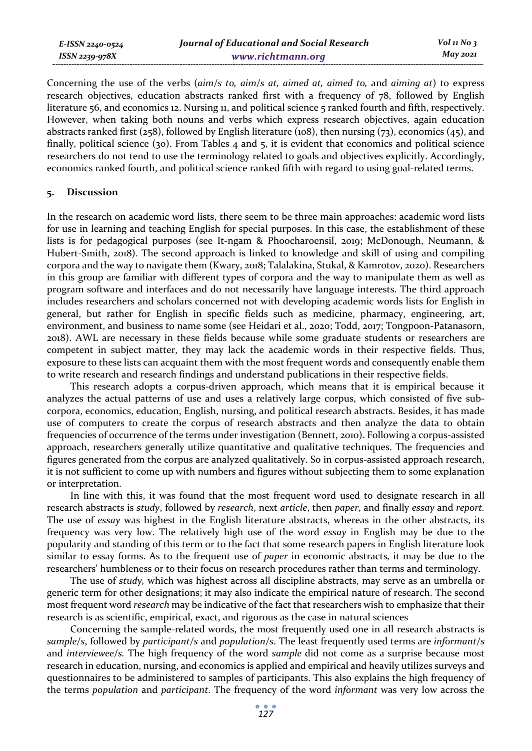Concerning the use of the verbs (*aim/s to, aim/s at, aimed at, aimed to,* and *aiming at*) to express research objectives, education abstracts ranked first with a frequency of 78, followed by English literature 56, and economics 12. Nursing 11, and political science 5 ranked fourth and fifth, respectively. However, when taking both nouns and verbs which express research objectives, again education abstracts ranked first (258), followed by English literature (108), then nursing (73), economics (45), and finally, political science (30). From Tables 4 and 5, it is evident that economics and political science researchers do not tend to use the terminology related to goals and objectives explicitly. Accordingly, economics ranked fourth, and political science ranked fifth with regard to using goal-related terms.

## 5. Discussion

In the research on academic word lists, there seem to be three main approaches: academic word lists for use in learning and teaching English for special purposes. In this case, the establishment of these lists is for pedagogical purposes (see It-ngam & Phoocharoensil, 2019; McDonough, Neumann, & Hubert-Smith, 2018). The second approach is linked to knowledge and skill of using and compiling corpora and the way to navigate them (Kwary, 2018; Talalakina, Stukal, & Kamrotov, 2020). Researchers in this group are familiar with different types of corpora and the way to manipulate them as well as program software and interfaces and do not necessarily have language interests. The third approach includes researchers and scholars concerned not with developing academic words lists for English in general, but rather for English in specific fields such as medicine, pharmacy, engineering, art, environment, and business to name some (see Heidari et al., 2020; Todd, 2017; Tongpoon-Patanasorn, 2018). AWL are necessary in these fields because while some graduate students or researchers are competent in subject matter, they may lack the academic words in their respective fields. Thus, exposure to these lists can acquaint them with the most frequent words and consequently enable them to write research and research findings and understand publications in their respective fields.

This research adopts a corpus-driven approach, which means that it is empirical because it analyzes the actual patterns of use and uses a relatively large corpus, which consisted of five sub-corpora, economics, education, English, nursing, and political research abstracts. Besides, it has made use of computers to create the corpus of research abstracts and then analyze the data to obtain frequencies of occurrence of the terms under investigation (Bennett, 2010). Following a corpus-assisted approach, researchers generally utilize quantitative and qualitative techniques. The frequencies and figures generated from the corpus are analyzed qualitatively. So in corpus-assisted approach research, it is not sufficient to come up with numbers and figures without subjecting them to some explanation or interpretation.

In line with this, it was found that the most frequent word used to designate research in all research abstracts is *study*, followed by *research*, next *article*, then *paper*, and finally *essay* and *report.* The use of *essay* was highest in the English literature abstracts, whereas in the other abstracts, its frequency was very low. The relatively high use of the word *essay* in English may be due to the popularity and standing of this term or to the fact that some research papers in English literature look similar to essay forms. As to the frequent use of *paper* in economic abstracts*,* it may be due to the researchers' humbleness or to their focus on research procedures rather than terms and terminology.

The use of *study,* which was highest across all discipline abstracts, may serve as an umbrella or generic term for other designations; it may also indicate the empirical nature of research. The second most frequent word *research* may be indicative of the fact that researchers wish to emphasize that their research is as scientific, empirical, exact, and rigorous as the case in natural sciences

Concerning the sample-related words, the most frequently used one in all research abstracts is *sample/s*, followed by *participant/s* and *population/s*. The least frequently used terms are *informant/s* and *interviewee/s.* The high frequency of the word *sample* did not come as a surprise because most research in education, nursing, and economics is applied and empirical and heavily utilizes surveys and questionnaires to be administered to samples of participants. This also explains the high frequency of the terms *population* and *participant*. The frequency of the word *informant* was very low across the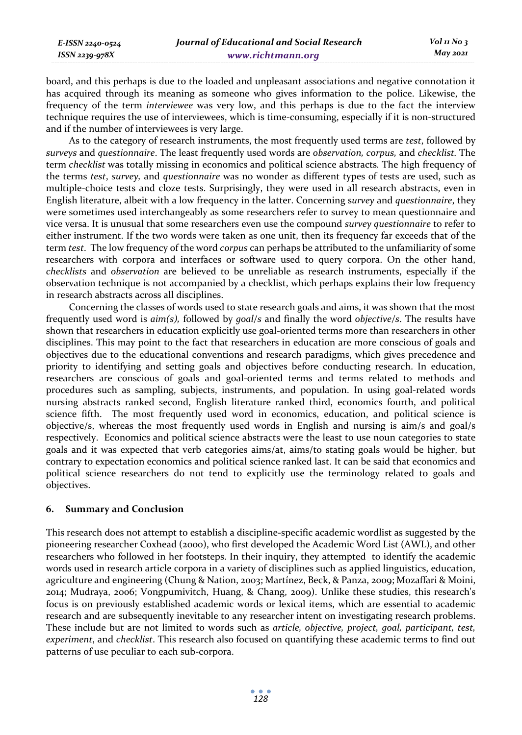board, and this perhaps is due to the loaded and unpleasant associations and negative connotation it has acquired through its meaning as someone who gives information to the police. Likewise, the frequency of the term *interviewee* was very low, and this perhaps is due to the fact the interview technique requires the use of interviewees, which is time-consuming, especially if it is non-structured and if the number of interviewees is very large.

As to the category of research instruments, the most frequently used terms are *test*, followed by *surveys* and *questionnaire*. The least frequently used words are *observation, corpus,* and *checklist*. The term *checklist* was totally missing in economics and political science abstracts. The high frequency of the terms *test*, *survey,* and *questionnaire* was no wonder as different types of tests are used, such as multiple-choice tests and cloze tests. Surprisingly, they were used in all research abstracts, even in English literature, albeit with a low frequency in the latter. Concerning s*urvey* and *questionnaire*, they were sometimes used interchangeably as some researchers refer to survey to mean questionnaire and vice versa. It is unusual that some researchers even use the compound *survey questionnaire* to refer to either instrument. If the two words were taken as one unit, then its frequency far exceeds that of the term *test*. The low frequency of the word *corpus* can perhaps be attributed to the unfamiliarity of some researchers with corpora and interfaces or software used to query corpora. On the other hand, *checklists* and *observation* are believed to be unreliable as research instruments, especially if the observation technique is not accompanied by a checklist, which perhaps explains their low frequency in research abstracts across all disciplines.

Concerning the classes of words used to state research goals and aims, it was shown that the most frequently used word is *aim(s),* followed by *goal/s* and finally the word *objective/s*. The results have shown that researchers in education explicitly use goal-oriented terms more than researchers in other disciplines. This may point to the fact that researchers in education are more conscious of goals and objectives due to the educational conventions and research paradigms, which gives precedence and priority to identifying and setting goals and objectives before conducting research. In education, researchers are conscious of goals and goal-oriented terms and terms related to methods and procedures such as sampling, subjects, instruments, and population. In using goal-related words nursing abstracts ranked second, English literature ranked third, economics fourth, and political science fifth. The most frequently used word in economics, education, and political science is objective/s, whereas the most frequently used words in English and nursing is aim/s and goal/s respectively. Economics and political science abstracts were the least to use noun categories to state goals and it was expected that verb categories aims/at, aims/to stating goals would be higher, but contrary to expectation economics and political science ranked last. It can be said that economics and political science researchers do not tend to explicitly use the terminology related to goals and objectives.

## 6. Summary and Conclusion

This research does not attempt to establish a discipline-specific academic wordlist as suggested by the pioneering researcher Coxhead (2000), who first developed the Academic Word List (AWL), and other researchers who followed in her footsteps. In their inquiry, they attempted to identify the academic words used in research article corpora in a variety of disciplines such as applied linguistics, education, agriculture and engineering (Chung & Nation, 2003; Martínez, Beck, & Panza, 2009; Mozaffari & Moini, 2014; Mudraya, 2006; Vongpumivitch, Huang, & Chang, 2009). Unlike these studies, this research's focus is on previously established academic words or lexical items, which are essential to academic research and are subsequently inevitable to any researcher intent on investigating research problems. These include but are not limited to words such as *article, objective, project, goal, participant, test, experiment*, and *checklist*. This research also focused on quantifying these academic terms to find out patterns of use peculiar to each sub-corpora.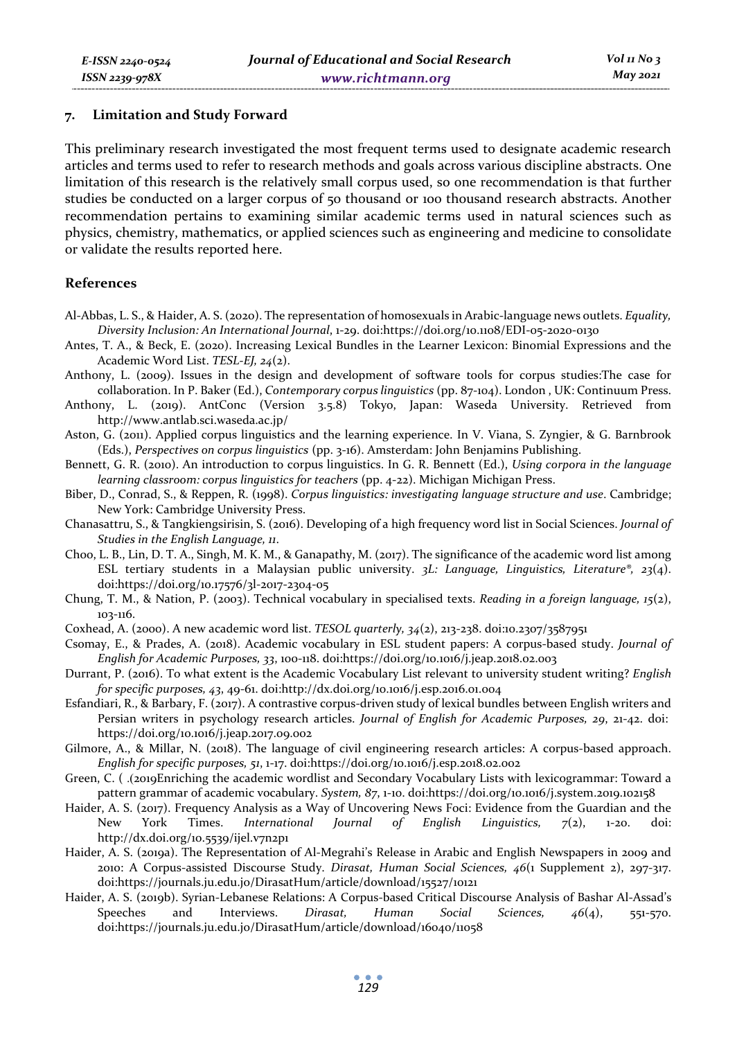## 7. Limitation and Study Forward

This preliminary research investigated the most frequent terms used to designate academic research articles and terms used to refer to research methods and goals across various discipline abstracts. One limitation of this research is the relatively small corpus used, so one recommendation is that further studies be conducted on a larger corpus of 50 thousand or 100 thousand research abstracts. Another recommendation pertains to examining similar academic terms used in natural sciences such as physics, chemistry, mathematics, or applied sciences such as engineering and medicine to consolidate or validate the results reported here.

## References

Al-Abbas, L. S., & Haider, A. S. (2020). The representation of homosexuals in Arabic-language news outlets. *Equality, Diversity Inclusion: An International Journal*, 1-29. doi:https://doi.org/10.1108/EDI-05-2020-0130

Antes, T. A., & Beck, E. (2020). Increasing Lexical Bundles in the Learner Lexicon: Binomial Expressions and the Academic Word List. *TESL-EJ, 24*(2).

Anthony, L. (2009). Issues in the design and development of software tools for corpus studies:The case for collaboration. In P. Baker (Ed.), *Contemporary corpus linguistics* (pp. 87-104). London , UK: Continuum Press.

Anthony, L. (2019). AntConc (Version 3.5.8) Tokyo, Japan: Waseda University. Retrieved from http://www.antlab.sci.waseda.ac.jp/

Aston, G. (2011). Applied corpus linguistics and the learning experience. In V. Viana, S. Zyngier, & G. Barnbrook (Eds.), *Perspectives on corpus linguistics* (pp. 3-16). Amsterdam: John Benjamins Publishing.

Bennett, G. R. (2010). An introduction to corpus linguistics. In G. R. Bennett (Ed.), *Using corpora in the language learning classroom: corpus linguistics for teachers* (pp. 4-22). Michigan Michigan Press.

Biber, D., Conrad, S., & Reppen, R. (1998). *Corpus linguistics: investigating language structure and use*. Cambridge; New York: Cambridge University Press.

Chanasattru, S., & Tangkiengsirisin, S. (2016). Developing of a high frequency word list in Social Sciences. *Journal of Studies in the English Language, 11*.

Choo, L. B., Lin, D. T. A., Singh, M. K. M., & Ganapathy, M. (2017). The significance of the academic word list among ESL tertiary students in a Malaysian public university. *3L: Language, Linguistics, Literature®, 23*(4). doi:https://doi.org/10.17576/3l-2017-2304-05

Chung, T. M., & Nation, P. (2003). Technical vocabulary in specialised texts. *Reading in a foreign language, 15*(2), 103-116.

Coxhead, A. (2000). A new academic word list. *TESOL quarterly, 34*(2), 213-238. doi:10.2307/3587951

Csomay, E., & Prades, A. (2018). Academic vocabulary in ESL student papers: A corpus-based study. *Journal of English for Academic Purposes, 33*, 100-118. doi:https://doi.org/10.1016/j.jeap.2018.02.003

Durrant, P. (2016). To what extent is the Academic Vocabulary List relevant to university student writing? *English for specific purposes, 43*, 49-61. doi:http://dx.doi.org/10.1016/j.esp.2016.01.004

Esfandiari, R., & Barbary, F. (2017). A contrastive corpus-driven study of lexical bundles between English writers and Persian writers in psychology research articles. *Journal of English for Academic Purposes, 29*, 21-42. doi: https://doi.org/10.1016/j.jeap.2017.09.002

Gilmore, A., & Millar, N. (2018). The language of civil engineering research articles: A corpus-based approach. *English for specific purposes, 51*, 1-17. doi:https://doi.org/10.1016/j.esp.2018.02.002

Green, C. ( .(2019Enriching the academic wordlist and Secondary Vocabulary Lists with lexicogrammar: Toward a pattern grammar of academic vocabulary. *System, 87*, 1-10. doi:https://doi.org/10.1016/j.system.2019.102158

Haider, A. S. (2017). Frequency Analysis as a Way of Uncovering News Foci: Evidence from the Guardian and the New York Times. *International Journal of English Linguistics, 7*(2), 1-20. doi: http://dx.doi.org/10.5539/ijel.v7n2p1

Haider, A. S. (2019a). The Representation of Al-Megrahi's Release in Arabic and English Newspapers in 2009 and 2010: A Corpus-assisted Discourse Study. *Dirasat, Human Social Sciences, 46*(1 Supplement 2), 297-317. doi:https://journals.ju.edu.jo/DirasatHum/article/download/15527/10121

Haider, A. S. (2019b). Syrian-Lebanese Relations: A Corpus-based Critical Discourse Analysis of Bashar Al-Assad's Speeches and Interviews. *Dirasat, Human Social Sciences, 46*(4), 551-570. doi:https://journals.ju.edu.jo/DirasatHum/article/download/16040/11058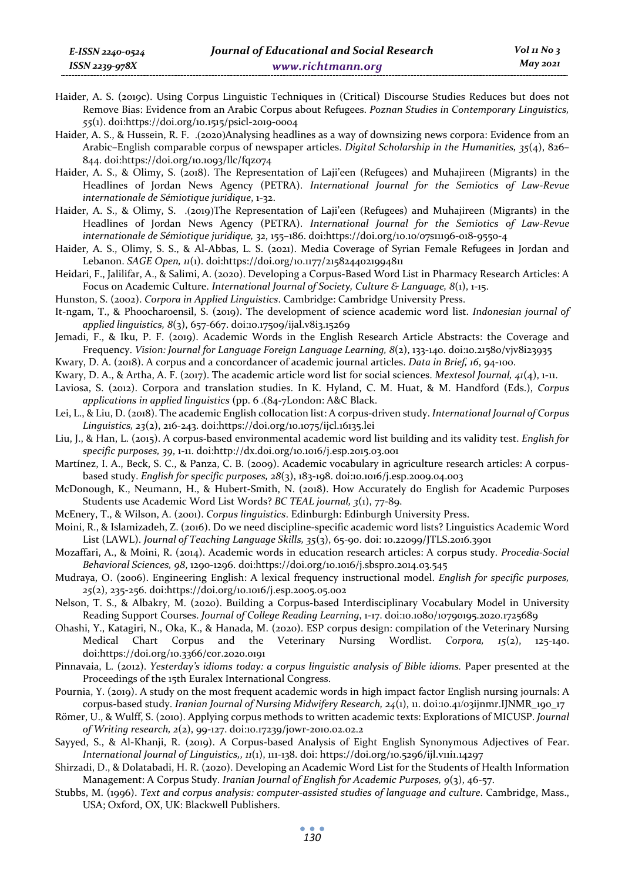Haider, A. S. (2019c). Using Corpus Linguistic Techniques in (Critical) Discourse Studies Reduces but does not Remove Bias: Evidence from an Arabic Corpus about Refugees. *Poznan Studies in Contemporary Linguistics, 55*(1). doi:https://doi.org/10.1515/psicl-2019-0004

Haider, A. S., & Hussein, R. F. .(2020)Analysing headlines as a way of downsizing news corpora: Evidence from an Arabic–English comparable corpus of newspaper articles. *Digital Scholarship in the Humanities, 35*(4), 826–844. doi:https://doi.org/10.1093/llc/fqz074

Haider, A. S., & Olimy, S. (2018). The Representation of Laji'een (Refugees) and Muhajireen (Migrants) in the Headlines of Jordan News Agency (PETRA). *International Journal for the Semiotics of Law-Revue internationale de Sémiotique juridique*, 1-32.

Haider, A. S., & Olimy, S. .(2019)The Representation of Laji'een (Refugees) and Muhajireen (Migrants) in the Headlines of Jordan News Agency (PETRA). *International Journal for the Semiotics of Law-Revue internationale de Sémiotique juridique, 32*, 155–186. doi:https://doi.org/10.10/07s11196-018-9550-4

Haider, A. S., Olimy, S. S., & Al-Abbas, L. S. (2021). Media Coverage of Syrian Female Refugees in Jordan and Lebanon. *SAGE Open, 11*(1). doi:https://doi.org/10.1177/2158244021994811

Heidari, F., Jalilifar, A., & Salimi, A. (2020). Developing a Corpus-Based Word List in Pharmacy Research Articles: A Focus on Academic Culture. *International Journal of Society, Culture & Language, 8*(1), 1-15.

Hunston, S. (2002). *Corpora in Applied Linguistics*. Cambridge: Cambridge University Press.

It-ngam, T., & Phoocharoensil, S. (2019). The development of science academic word list. *Indonesian journal of applied linguistics, 8*(3), 657-667. doi:10.17509/ijal.v8i3.15269

Jemadi, F., & Iku, P. F. (2019). Academic Words in the English Research Article Abstracts: the Coverage and Frequency. *Vision: Journal for Language Foreign Language Learning, 8*(2), 133-140. doi:10.21580/vjv8i23935

Kwary, D. A. (2018). A corpus and a concordancer of academic journal articles. *Data in Brief, 16*, 94-100.

Kwary, D. A., & Artha, A. F. (2017). The academic article word list for social sciences. *Mextesol Journal, 41*(4), 1-11.

Laviosa, S. (2012). Corpora and translation studies. In K. Hyland, C. M. Huat, & M. Handford (Eds.), *Corpus applications in applied linguistics* (pp. 6 .(84-7London: A&C Black.

Lei, L., & Liu, D. (2018). The academic English collocation list: A corpus-driven study. *International Journal of Corpus Linguistics, 23*(2), 216-243. doi:https://doi.org/10.1075/ijcl.16135.lei

Liu, J., & Han, L. (2015). A corpus-based environmental academic word list building and its validity test. *English for specific purposes, 39*, 1-11. doi:http://dx.doi.org/10.1016/j.esp.2015.03.001

Martínez, I. A., Beck, S. C., & Panza, C. B. (2009). Academic vocabulary in agriculture research articles: A corpus-based study. *English for specific purposes, 28*(3), 183-198. doi:10.1016/j.esp.2009.04.003

McDonough, K., Neumann, H., & Hubert-Smith, N. (2018). How Accurately do English for Academic Purposes Students use Academic Word List Words? *BC TEAL journal, 3*(1), 77-89.

McEnery, T., & Wilson, A. (2001). *Corpus linguistics*. Edinburgh: Edinburgh University Press.

Moini, R., & Islamizadeh, Z. (2016). Do we need discipline-specific academic word lists? Linguistics Academic Word List (LAWL). *Journal of Teaching Language Skills, 35*(3), 65-90. doi: 10.22099/JTLS.2016.3901

Mozaffari, A., & Moini, R. (2014). Academic words in education research articles: A corpus study. *Procedia-Social Behavioral Sciences, 98*, 1290-1296. doi:https://doi.org/10.1016/j.sbspro.2014.03.545

Mudraya, O. (2006). Engineering English: A lexical frequency instructional model. *English for specific purposes, 25*(2), 235-256. doi:https://doi.org/10.1016/j.esp.2005.05.002

Nelson, T. S., & Albakry, M. (2020). Building a Corpus-based Interdisciplinary Vocabulary Model in University Reading Support Courses. *Journal of College Reading Learning*, 1-17. doi:10.1080/10790195.2020.1725689

Ohashi, Y., Katagiri, N., Oka, K., & Hanada, M. (2020). ESP corpus design: compilation of the Veterinary Nursing Medical Chart Corpus and the Veterinary Nursing Wordlist. *Corpora, 15*(2), 125-140. doi:https://doi.org/10.3366/cor.2020.0191

Pinnavaia, L. (2012). *Yesterday's idioms today: a corpus linguistic analysis of Bible idioms.* Paper presented at the Proceedings of the 15th Euralex International Congress.

Pournia, Y. (2019). A study on the most frequent academic words in high impact factor English nursing journals: A corpus-based study. *Iranian Journal of Nursing Midwifery Research, 24*(1), 11. doi:10.41/03ijnmr.IJNMR_190_17

Römer, U., & Wulff, S. (2010). Applying corpus methods to written academic texts: Explorations of MICUSP. *Journal of Writing research, 2*(2), 99-127. doi:10.17239/jowr-2010.02.02.2

Sayyed, S., & Al-Khanji, R. (2019). A Corpus-based Analysis of Eight English Synonymous Adjectives of Fear. *International Journal of Linguistics,, 11*(1), 111-138. doi: https://doi.org/10.5296/ijl.v11i1.14297

Shirzadi, D., & Dolatabadi, H. R. (2020). Developing an Academic Word List for the Students of Health Information Management: A Corpus Study. *Iranian Journal of English for Academic Purposes, 9*(3), 46-57.

Stubbs, M. (1996). *Text and corpus analysis: computer-assisted studies of language and culture*. Cambridge, Mass., USA; Oxford, OX, UK: Blackwell Publishers.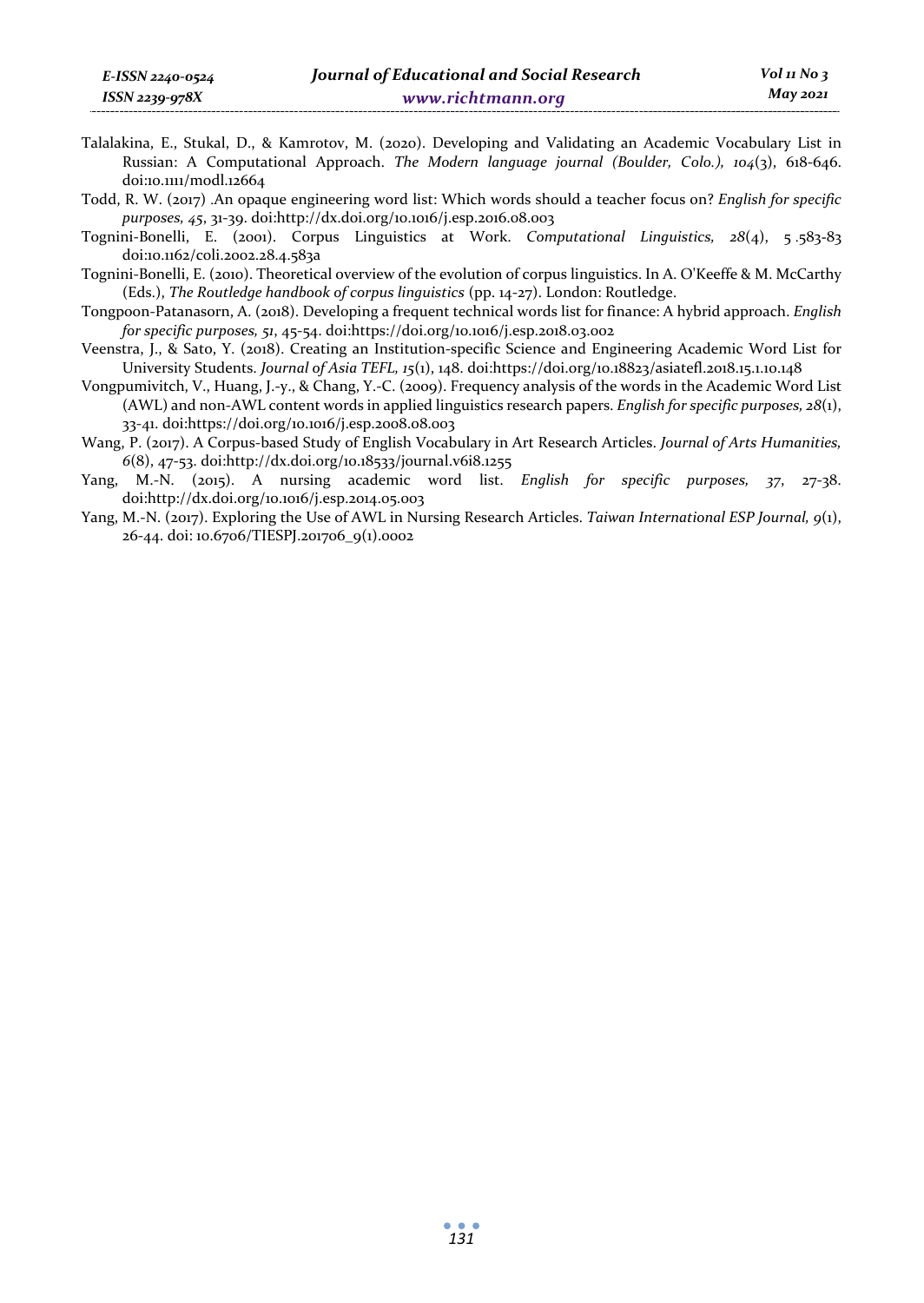Talalakina, E., Stukal, D., & Kamrotov, M. (2020). Developing and Validating an Academic Vocabulary List in Russian: A Computational Approach. *The Modern language journal (Boulder, Colo.), 104*(3), 618-646. doi:10.1111/modl.12664

Todd, R. W. (2017) .An opaque engineering word list: Which words should a teacher focus on? *English for specific purposes, 45*, 31-39. doi:http://dx.doi.org/10.1016/j.esp.2016.08.003

Tognini-Bonelli, E. (2001). Corpus Linguistics at Work. *Computational Linguistics, 28*(4), 5 .583-83 doi:10.1162/coli.2002.28.4.583a

Tognini-Bonelli, E. (2010). Theoretical overview of the evolution of corpus linguistics. In A. O'Keeffe & M. McCarthy (Eds.), *The Routledge handbook of corpus linguistics* (pp. 14-27). London: Routledge.

Tongpoon-Patanasorn, A. (2018). Developing a frequent technical words list for finance: A hybrid approach. *English for specific purposes, 51*, 45-54. doi:https://doi.org/10.1016/j.esp.2018.03.002

Veenstra, J., & Sato, Y. (2018). Creating an Institution-specific Science and Engineering Academic Word List for University Students. *Journal of Asia TEFL, 15*(1), 148. doi:https://doi.org/10.18823/asiatefl.2018.15.1.10.148

Vongpumivitch, V., Huang, J.-y., & Chang, Y.-C. (2009). Frequency analysis of the words in the Academic Word List (AWL) and non-AWL content words in applied linguistics research papers. *English for specific purposes, 28*(1), 33-41. doi:https://doi.org/10.1016/j.esp.2008.08.003

Wang, P. (2017). A Corpus-based Study of English Vocabulary in Art Research Articles. *Journal of Arts Humanities, 6*(8), 47-53. doi:http://dx.doi.org/10.18533/journal.v6i8.1255

Yang, M.-N. (2015). A nursing academic word list. *English for specific purposes, 37*, 27-38. doi:http://dx.doi.org/10.1016/j.esp.2014.05.003

Yang, M.-N. (2017). Exploring the Use of AWL in Nursing Research Articles. *Taiwan International ESP Journal, 9*(1), 26-44. doi: 10.6706/TIESPJ.201706_9(1).0002